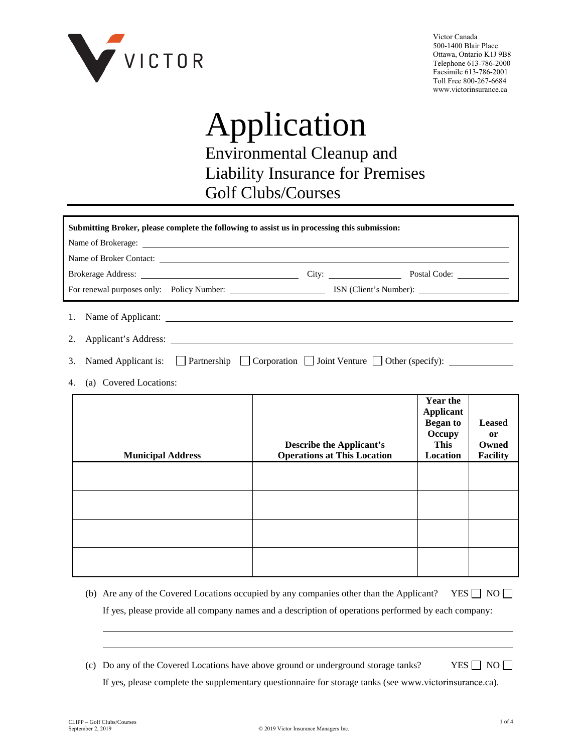VICTOR

Victor Canada
500-1400 Blair Place
Ottawa, Ontario K1J 9B8
Telephone 613-786-2000
Facsimile 613-786-2001
Toll Free 800-267-6684
www.victorinsurance.ca

# Application

## Environmental Cleanup and Liability Insurance for Premises Golf Clubs/Courses

**Submitting Broker, please complete the following to assist us in processing this submission:**

Name of Brokerage: ______________________________

Name of Broker Contact: ______________________________

Brokerage Address: ______________________ City: ______________ Postal Code: __________

For renewal purposes only: Policy Number: ______________ ISN (Client's Number): ______________

1. Name of Applicant: ______________________________

2. Applicant's Address: ______________________________

3. Named Applicant is: ☐ Partnership ☐ Corporation ☐ Joint Venture ☐ Other (specify): __________

4. (a) Covered Locations:

| Municipal Address | Describe the Applicant's Operations at This Location | Year the Applicant Began to Occupy This Location | Leased or Owned Facility |
|---|---|---|---|
| | | | |
| | | | |
| | | | |
| | | | |

(b) Are any of the Covered Locations occupied by any companies other than the Applicant? YES ☐ NO ☐

If yes, please provide all company names and a description of operations performed by each company:

______________________________

______________________________

(c) Do any of the Covered Locations have above ground or underground storage tanks? YES ☐ NO ☐

If yes, please complete the supplementary questionnaire for storage tanks (see www.victorinsurance.ca).

CLIPP – Golf Clubs/Courses
September 2, 2019

© 2019 Victor Insurance Managers Inc.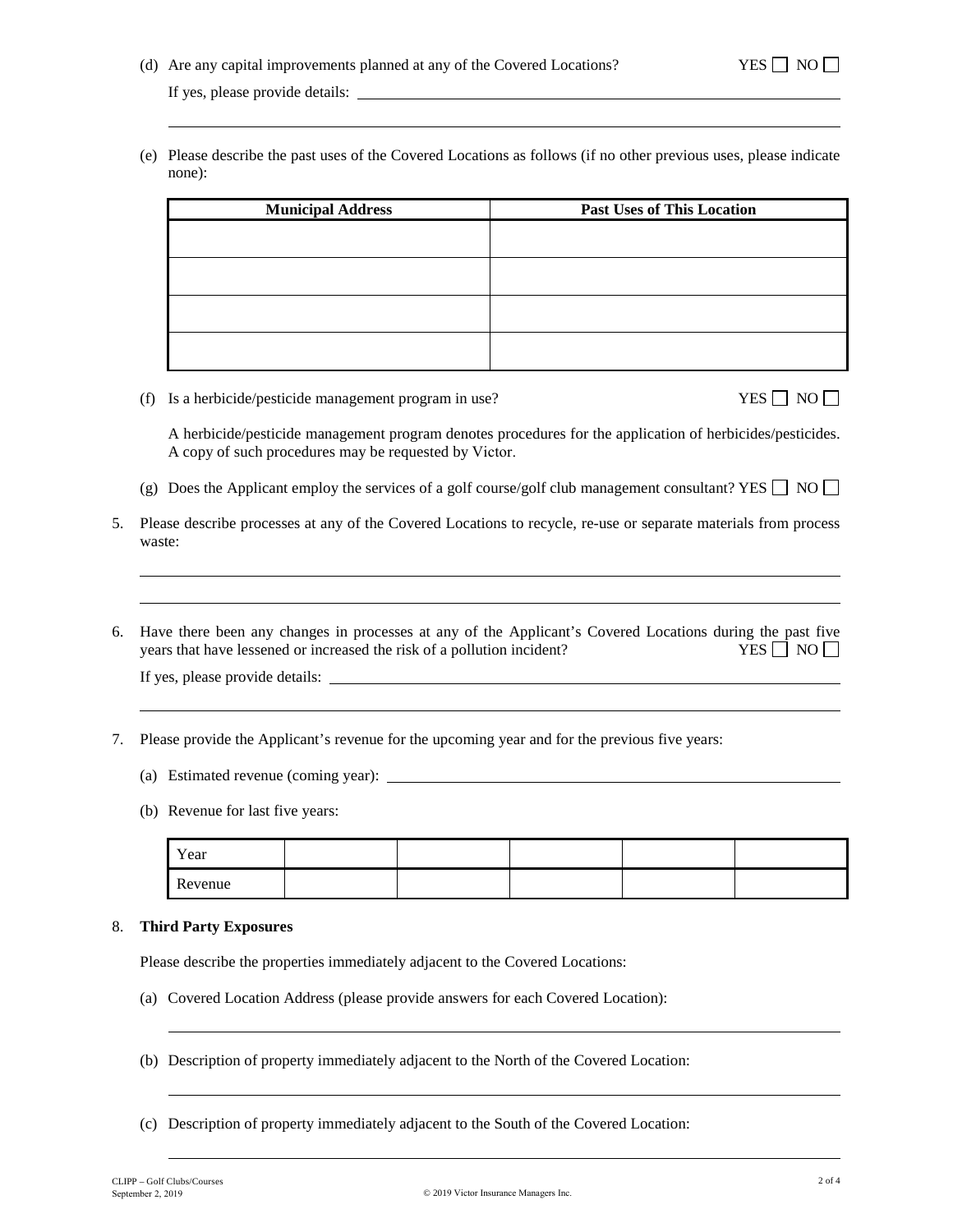(d) Are any capital improvements planned at any of the Covered Locations? YES ☐ NO ☐

If yes, please provide details: ____________________________________________

____________________________________________

(e) Please describe the past uses of the Covered Locations as follows (if no other previous uses, please indicate none):

| Municipal Address | Past Uses of This Location |
| --- | --- |
| | |
| | |
| | |
| | |

(f) Is a herbicide/pesticide management program in use? YES ☐ NO ☐

A herbicide/pesticide management program denotes procedures for the application of herbicides/pesticides. A copy of such procedures may be requested by Victor.

(g) Does the Applicant employ the services of a golf course/golf club management consultant? YES ☐ NO ☐

5. Please describe processes at any of the Covered Locations to recycle, re-use or separate materials from process waste:

____________________________________________

____________________________________________

6. Have there been any changes in processes at any of the Applicant's Covered Locations during the past five years that have lessened or increased the risk of a pollution incident? YES ☐ NO ☐

If yes, please provide details: ____________________________________________

____________________________________________

7. Please provide the Applicant's revenue for the upcoming year and for the previous five years:

(a) Estimated revenue (coming year): ____________________________________________

(b) Revenue for last five years:

| Year | | | | | |
| --- | --- | --- | --- | --- | --- |
| Revenue | | | | | |

8. **Third Party Exposures**

Please describe the properties immediately adjacent to the Covered Locations:

(a) Covered Location Address (please provide answers for each Covered Location):

____________________________________________

(b) Description of property immediately adjacent to the North of the Covered Location:

____________________________________________

(c) Description of property immediately adjacent to the South of the Covered Location:

____________________________________________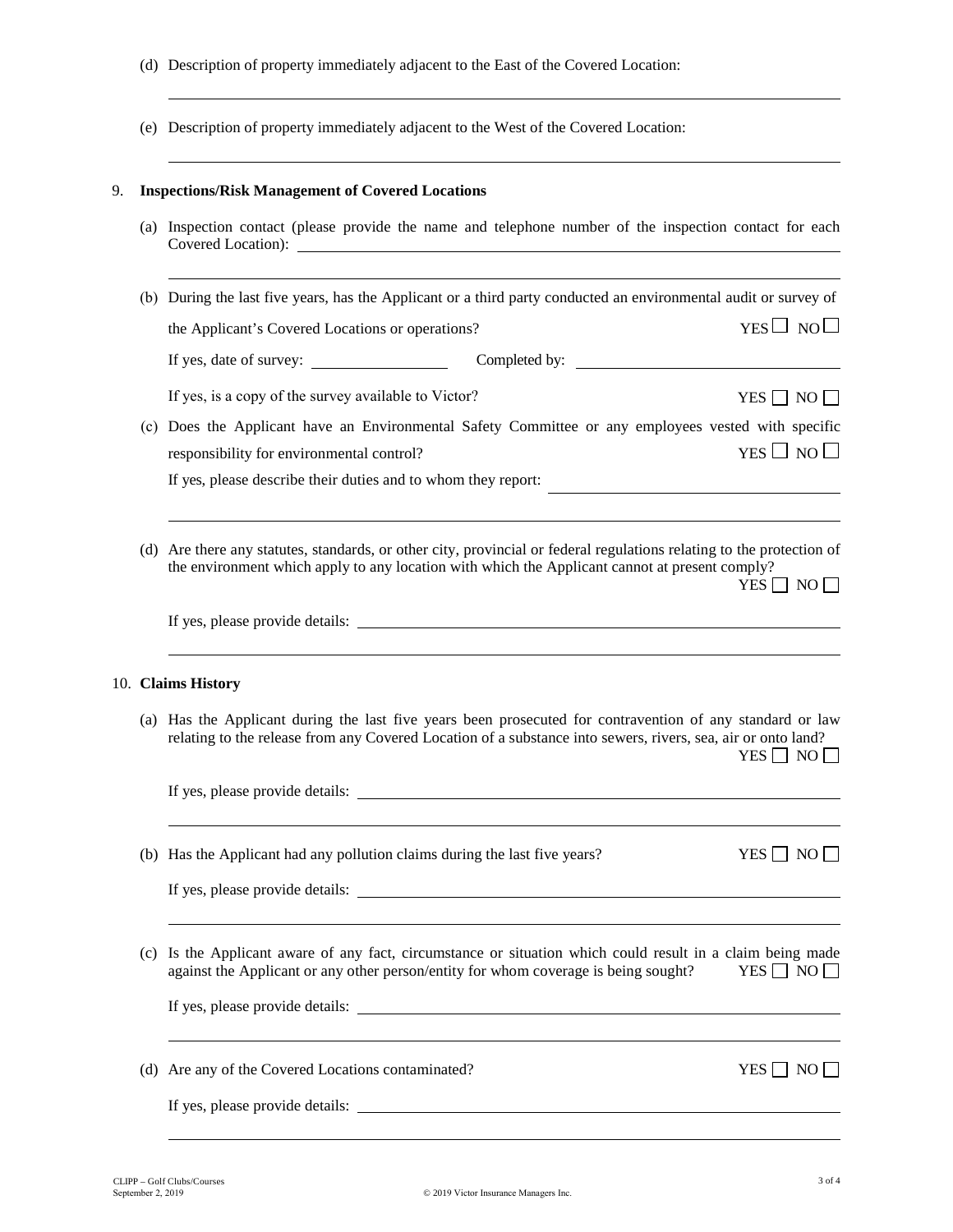(d) Description of property immediately adjacent to the East of the Covered Location:

\_\_\_\_\_\_\_\_\_\_\_\_\_\_\_\_\_\_\_\_\_\_\_\_\_\_\_\_\_\_\_\_\_\_\_\_\_\_\_\_

(e) Description of property immediately adjacent to the West of the Covered Location:

\_\_\_\_\_\_\_\_\_\_\_\_\_\_\_\_\_\_\_\_\_\_\_\_\_\_\_\_\_\_\_\_\_\_\_\_\_\_\_\_

9. **Inspections/Risk Management of Covered Locations**

(a) Inspection contact (please provide the name and telephone number of the inspection contact for each Covered Location): \_\_\_\_\_\_\_\_\_\_\_\_\_\_\_\_\_\_\_\_

\_\_\_\_\_\_\_\_\_\_\_\_\_\_\_\_\_\_\_\_\_\_\_\_\_\_\_\_\_\_\_\_\_\_\_\_\_\_\_\_

(b) During the last five years, has the Applicant or a third party conducted an environmental audit or survey of the Applicant's Covered Locations or operations? YES ☐ NO ☐

If yes, date of survey: \_\_\_\_\_\_\_\_\_\_ Completed by: \_\_\_\_\_\_\_\_\_\_\_\_\_\_\_\_\_\_\_\_

If yes, is a copy of the survey available to Victor? YES ☐ NO ☐

(c) Does the Applicant have an Environmental Safety Committee or any employees vested with specific responsibility for environmental control? YES ☐ NO ☐

If yes, please describe their duties and to whom they report: \_\_\_\_\_\_\_\_\_\_\_\_\_\_\_\_\_\_\_\_

\_\_\_\_\_\_\_\_\_\_\_\_\_\_\_\_\_\_\_\_\_\_\_\_\_\_\_\_\_\_\_\_\_\_\_\_\_\_\_\_

(d) Are there any statutes, standards, or other city, provincial or federal regulations relating to the protection of the environment which apply to any location with which the Applicant cannot at present comply? YES ☐ NO ☐

If yes, please provide details: \_\_\_\_\_\_\_\_\_\_\_\_\_\_\_\_\_\_\_\_

\_\_\_\_\_\_\_\_\_\_\_\_\_\_\_\_\_\_\_\_\_\_\_\_\_\_\_\_\_\_\_\_\_\_\_\_\_\_\_\_

10. **Claims History**

(a) Has the Applicant during the last five years been prosecuted for contravention of any standard or law relating to the release from any Covered Location of a substance into sewers, rivers, sea, air or onto land? YES ☐ NO ☐

If yes, please provide details: \_\_\_\_\_\_\_\_\_\_\_\_\_\_\_\_\_\_\_\_

\_\_\_\_\_\_\_\_\_\_\_\_\_\_\_\_\_\_\_\_\_\_\_\_\_\_\_\_\_\_\_\_\_\_\_\_\_\_\_\_

(b) Has the Applicant had any pollution claims during the last five years? YES ☐ NO ☐

If yes, please provide details: \_\_\_\_\_\_\_\_\_\_\_\_\_\_\_\_\_\_\_\_

\_\_\_\_\_\_\_\_\_\_\_\_\_\_\_\_\_\_\_\_\_\_\_\_\_\_\_\_\_\_\_\_\_\_\_\_\_\_\_\_

(c) Is the Applicant aware of any fact, circumstance or situation which could result in a claim being made against the Applicant or any other person/entity for whom coverage is being sought? YES ☐ NO ☐

If yes, please provide details: \_\_\_\_\_\_\_\_\_\_\_\_\_\_\_\_\_\_\_\_

\_\_\_\_\_\_\_\_\_\_\_\_\_\_\_\_\_\_\_\_\_\_\_\_\_\_\_\_\_\_\_\_\_\_\_\_\_\_\_\_

(d) Are any of the Covered Locations contaminated? YES ☐ NO ☐

If yes, please provide details: \_\_\_\_\_\_\_\_\_\_\_\_\_\_\_\_\_\_\_\_

\_\_\_\_\_\_\_\_\_\_\_\_\_\_\_\_\_\_\_\_\_\_\_\_\_\_\_\_\_\_\_\_\_\_\_\_\_\_\_\_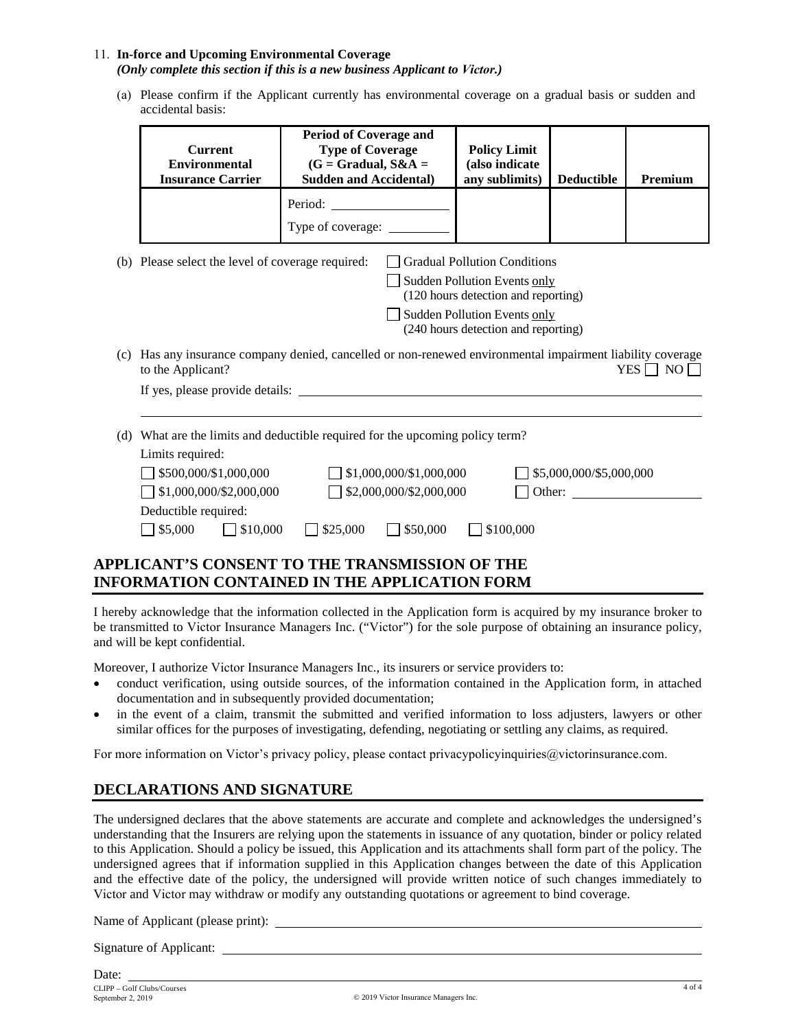11. **In-force and Upcoming Environmental Coverage**
*(Only complete this section if this is a new business Applicant to Victor.)*

(a) Please confirm if the Applicant currently has environmental coverage on a gradual basis or sudden and accidental basis:

| Current Environmental Insurance Carrier | Period of Coverage and Type of Coverage (G = Gradual, S&A = Sudden and Accidental) | Policy Limit (also indicate any sublimits) | Deductible | Premium |
|---|---|---|---|---|
| | Period: ________ Type of coverage: ________ | | | |

(b) Please select the level of coverage required:
- ☐ Gradual Pollution Conditions
- ☐ Sudden Pollution Events only (120 hours detection and reporting)
- ☐ Sudden Pollution Events only (240 hours detection and reporting)

(c) Has any insurance company denied, cancelled or non-renewed environmental impairment liability coverage to the Applicant? YES ☐ NO ☐

If yes, please provide details: ________________________________________________

(d) What are the limits and deductible required for the upcoming policy term?

Limits required:

☐ \$500,000/\$1,000,000 ☐ \$1,000,000/\$1,000,000 ☐ \$5,000,000/\$5,000,000

☐ \$1,000,000/\$2,000,000 ☐ \$2,000,000/\$2,000,000 ☐ Other: ____________

Deductible required:

☐ \$5,000 ☐ \$10,000 ☐ \$25,000 ☐ \$50,000 ☐ \$100,000

## APPLICANT'S CONSENT TO THE TRANSMISSION OF THE INFORMATION CONTAINED IN THE APPLICATION FORM

I hereby acknowledge that the information collected in the Application form is acquired by my insurance broker to be transmitted to Victor Insurance Managers Inc. ("Victor") for the sole purpose of obtaining an insurance policy, and will be kept confidential.

Moreover, I authorize Victor Insurance Managers Inc., its insurers or service providers to:

- conduct verification, using outside sources, of the information contained in the Application form, in attached documentation and in subsequently provided documentation;
- in the event of a claim, transmit the submitted and verified information to loss adjusters, lawyers or other similar offices for the purposes of investigating, defending, negotiating or settling any claims, as required.

For more information on Victor's privacy policy, please contact privacypolicyinquiries@victorinsurance.com.

## DECLARATIONS AND SIGNATURE

The undersigned declares that the above statements are accurate and complete and acknowledges the undersigned's understanding that the Insurers are relying upon the statements in issuance of any quotation, binder or policy related to this Application. Should a policy be issued, this Application and its attachments shall form part of the policy. The undersigned agrees that if information supplied in this Application changes between the date of this Application and the effective date of the policy, the undersigned will provide written notice of such changes immediately to Victor and Victor may withdraw or modify any outstanding quotations or agreement to bind coverage.

Name of Applicant (please print): ________________________________________________

Signature of Applicant: ________________________________________________

Date: ________________________________________________

CLIPP – Golf Clubs/Courses
September 2, 2019

© 2019 Victor Insurance Managers Inc.